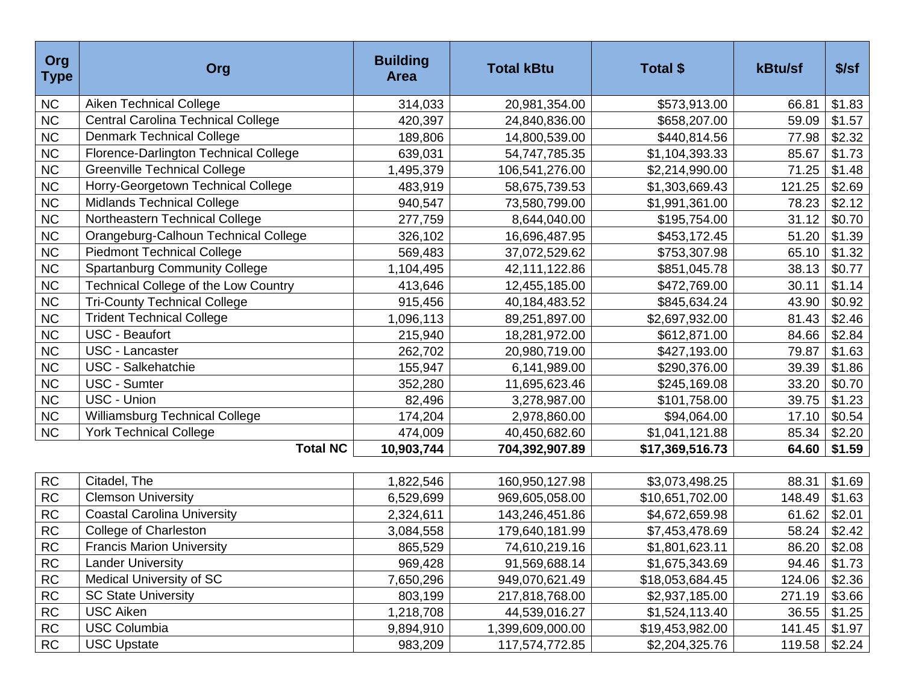| Org Type | Org | Building Area | Total kBtu | Total $ | kBtu/sf | $/sf |
|---|---|---|---|---|---|---|
| NC | Aiken Technical College | 314,033 | 20,981,354.00 | $573,913.00 | 66.81 | $1.83 |
| NC | Central Carolina Technical College | 420,397 | 24,840,836.00 | $658,207.00 | 59.09 | $1.57 |
| NC | Denmark Technical College | 189,806 | 14,800,539.00 | $440,814.56 | 77.98 | $2.32 |
| NC | Florence-Darlington Technical College | 639,031 | 54,747,785.35 | $1,104,393.33 | 85.67 | $1.73 |
| NC | Greenville Technical College | 1,495,379 | 106,541,276.00 | $2,214,990.00 | 71.25 | $1.48 |
| NC | Horry-Georgetown Technical College | 483,919 | 58,675,739.53 | $1,303,669.43 | 121.25 | $2.69 |
| NC | Midlands Technical College | 940,547 | 73,580,799.00 | $1,991,361.00 | 78.23 | $2.12 |
| NC | Northeastern Technical College | 277,759 | 8,644,040.00 | $195,754.00 | 31.12 | $0.70 |
| NC | Orangeburg-Calhoun Technical College | 326,102 | 16,696,487.95 | $453,172.45 | 51.20 | $1.39 |
| NC | Piedmont Technical College | 569,483 | 37,072,529.62 | $753,307.98 | 65.10 | $1.32 |
| NC | Spartanburg Community College | 1,104,495 | 42,111,122.86 | $851,045.78 | 38.13 | $0.77 |
| NC | Technical College of the Low Country | 413,646 | 12,455,185.00 | $472,769.00 | 30.11 | $1.14 |
| NC | Tri-County Technical College | 915,456 | 40,184,483.52 | $845,634.24 | 43.90 | $0.92 |
| NC | Trident Technical College | 1,096,113 | 89,251,897.00 | $2,697,932.00 | 81.43 | $2.46 |
| NC | USC - Beaufort | 215,940 | 18,281,972.00 | $612,871.00 | 84.66 | $2.84 |
| NC | USC - Lancaster | 262,702 | 20,980,719.00 | $427,193.00 | 79.87 | $1.63 |
| NC | USC - Salkehatchie | 155,947 | 6,141,989.00 | $290,376.00 | 39.39 | $1.86 |
| NC | USC - Sumter | 352,280 | 11,695,623.46 | $245,169.08 | 33.20 | $0.70 |
| NC | USC - Union | 82,496 | 3,278,987.00 | $101,758.00 | 39.75 | $1.23 |
| NC | Williamsburg Technical College | 174,204 | 2,978,860.00 | $94,064.00 | 17.10 | $0.54 |
| NC | York Technical College | 474,009 | 40,450,682.60 | $1,041,121.88 | 85.34 | $2.20 |
| | **Total NC** | **10,903,744** | **704,392,907.89** | **$17,369,516.73** | **64.60** | **$1.59** |
| RC | Citadel, The | 1,822,546 | 160,950,127.98 | $3,073,498.25 | 88.31 | $1.69 |
| RC | Clemson University | 6,529,699 | 969,605,058.00 | $10,651,702.00 | 148.49 | $1.63 |
| RC | Coastal Carolina University | 2,324,611 | 143,246,451.86 | $4,672,659.98 | 61.62 | $2.01 |
| RC | College of Charleston | 3,084,558 | 179,640,181.99 | $7,453,478.69 | 58.24 | $2.42 |
| RC | Francis Marion University | 865,529 | 74,610,219.16 | $1,801,623.11 | 86.20 | $2.08 |
| RC | Lander University | 969,428 | 91,569,688.14 | $1,675,343.69 | 94.46 | $1.73 |
| RC | Medical University of SC | 7,650,296 | 949,070,621.49 | $18,053,684.45 | 124.06 | $2.36 |
| RC | SC State University | 803,199 | 217,818,768.00 | $2,937,185.00 | 271.19 | $3.66 |
| RC | USC Aiken | 1,218,708 | 44,539,016.27 | $1,524,113.40 | 36.55 | $1.25 |
| RC | USC Columbia | 9,894,910 | 1,399,609,000.00 | $19,453,982.00 | 141.45 | $1.97 |
| RC | USC Upstate | 983,209 | 117,574,772.85 | $2,204,325.76 | 119.58 | $2.24 |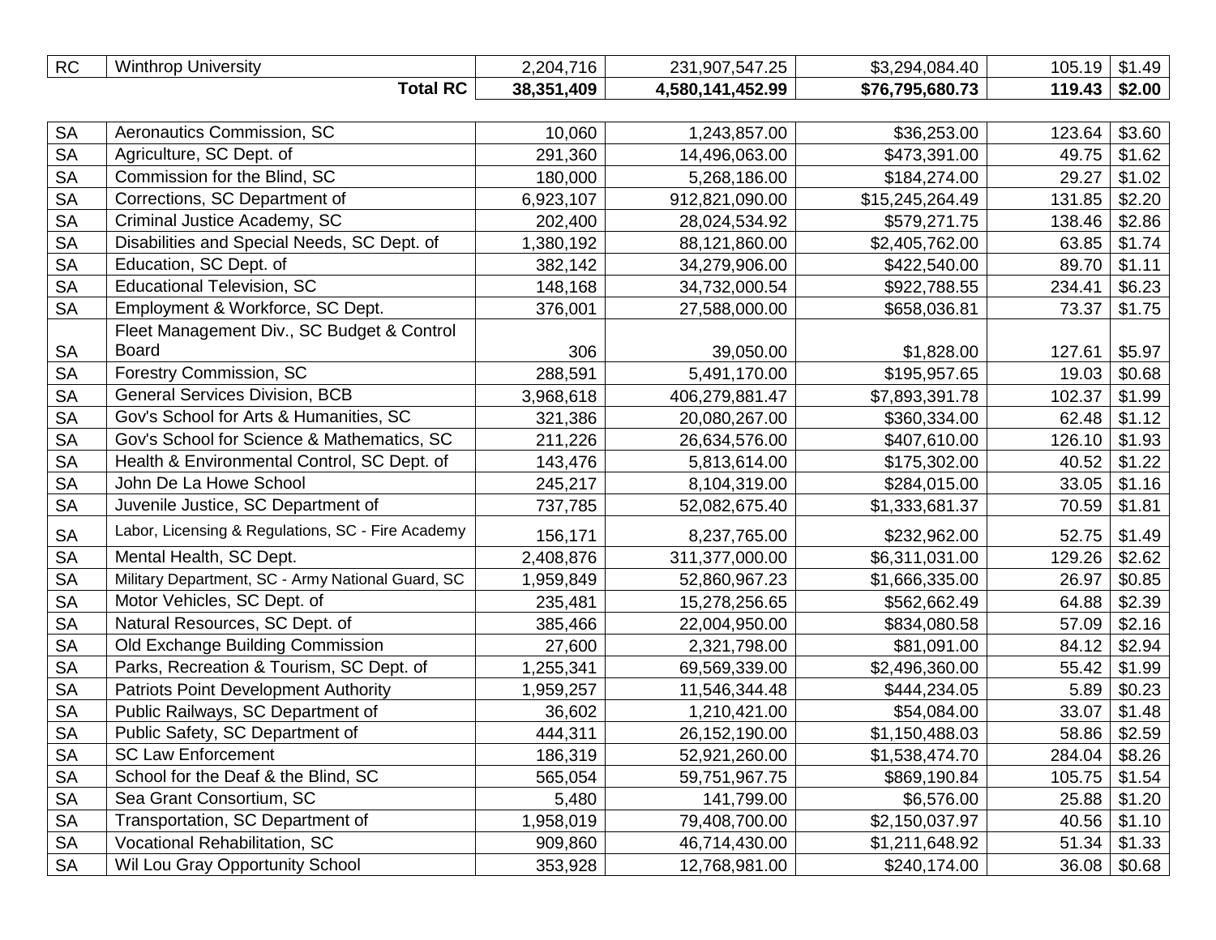| | | | | | | |
|---|---|---|---|---|---|---|
| RC | Winthrop University | 2,204,716 | 231,907,547.25 | $3,294,084.40 | 105.19 | $1.49 |
| | **Total RC** | **38,351,409** | **4,580,141,452.99** | **$76,795,680.73** | **119.43** | **$2.00** |

| | | | | | | |
|---|---|---|---|---|---|---|
| SA | Aeronautics Commission, SC | 10,060 | 1,243,857.00 | $36,253.00 | 123.64 | $3.60 |
| SA | Agriculture, SC Dept. of | 291,360 | 14,496,063.00 | $473,391.00 | 49.75 | $1.62 |
| SA | Commission for the Blind, SC | 180,000 | 5,268,186.00 | $184,274.00 | 29.27 | $1.02 |
| SA | Corrections, SC Department of | 6,923,107 | 912,821,090.00 | $15,245,264.49 | 131.85 | $2.20 |
| SA | Criminal Justice Academy, SC | 202,400 | 28,024,534.92 | $579,271.75 | 138.46 | $2.86 |
| SA | Disabilities and Special Needs, SC Dept. of | 1,380,192 | 88,121,860.00 | $2,405,762.00 | 63.85 | $1.74 |
| SA | Education, SC Dept. of | 382,142 | 34,279,906.00 | $422,540.00 | 89.70 | $1.11 |
| SA | Educational Television, SC | 148,168 | 34,732,000.54 | $922,788.55 | 234.41 | $6.23 |
| SA | Employment & Workforce, SC Dept. | 376,001 | 27,588,000.00 | $658,036.81 | 73.37 | $1.75 |
| SA | Fleet Management Div., SC Budget & Control Board | 306 | 39,050.00 | $1,828.00 | 127.61 | $5.97 |
| SA | Forestry Commission, SC | 288,591 | 5,491,170.00 | $195,957.65 | 19.03 | $0.68 |
| SA | General Services Division, BCB | 3,968,618 | 406,279,881.47 | $7,893,391.78 | 102.37 | $1.99 |
| SA | Gov's School for Arts & Humanities, SC | 321,386 | 20,080,267.00 | $360,334.00 | 62.48 | $1.12 |
| SA | Gov's School for Science & Mathematics, SC | 211,226 | 26,634,576.00 | $407,610.00 | 126.10 | $1.93 |
| SA | Health & Environmental Control, SC Dept. of | 143,476 | 5,813,614.00 | $175,302.00 | 40.52 | $1.22 |
| SA | John De La Howe School | 245,217 | 8,104,319.00 | $284,015.00 | 33.05 | $1.16 |
| SA | Juvenile Justice, SC Department of | 737,785 | 52,082,675.40 | $1,333,681.37 | 70.59 | $1.81 |
| SA | Labor, Licensing & Regulations, SC - Fire Academy | 156,171 | 8,237,765.00 | $232,962.00 | 52.75 | $1.49 |
| SA | Mental Health, SC Dept. | 2,408,876 | 311,377,000.00 | $6,311,031.00 | 129.26 | $2.62 |
| SA | Military Department, SC - Army National Guard, SC | 1,959,849 | 52,860,967.23 | $1,666,335.00 | 26.97 | $0.85 |
| SA | Motor Vehicles, SC Dept. of | 235,481 | 15,278,256.65 | $562,662.49 | 64.88 | $2.39 |
| SA | Natural Resources, SC Dept. of | 385,466 | 22,004,950.00 | $834,080.58 | 57.09 | $2.16 |
| SA | Old Exchange Building Commission | 27,600 | 2,321,798.00 | $81,091.00 | 84.12 | $2.94 |
| SA | Parks, Recreation & Tourism, SC Dept. of | 1,255,341 | 69,569,339.00 | $2,496,360.00 | 55.42 | $1.99 |
| SA | Patriots Point Development Authority | 1,959,257 | 11,546,344.48 | $444,234.05 | 5.89 | $0.23 |
| SA | Public Railways, SC Department of | 36,602 | 1,210,421.00 | $54,084.00 | 33.07 | $1.48 |
| SA | Public Safety, SC Department of | 444,311 | 26,152,190.00 | $1,150,488.03 | 58.86 | $2.59 |
| SA | SC Law Enforcement | 186,319 | 52,921,260.00 | $1,538,474.70 | 284.04 | $8.26 |
| SA | School for the Deaf & the Blind, SC | 565,054 | 59,751,967.75 | $869,190.84 | 105.75 | $1.54 |
| SA | Sea Grant Consortium, SC | 5,480 | 141,799.00 | $6,576.00 | 25.88 | $1.20 |
| SA | Transportation, SC Department of | 1,958,019 | 79,408,700.00 | $2,150,037.97 | 40.56 | $1.10 |
| SA | Vocational Rehabilitation, SC | 909,860 | 46,714,430.00 | $1,211,648.92 | 51.34 | $1.33 |
| SA | Wil Lou Gray Opportunity School | 353,928 | 12,768,981.00 | $240,174.00 | 36.08 | $0.68 |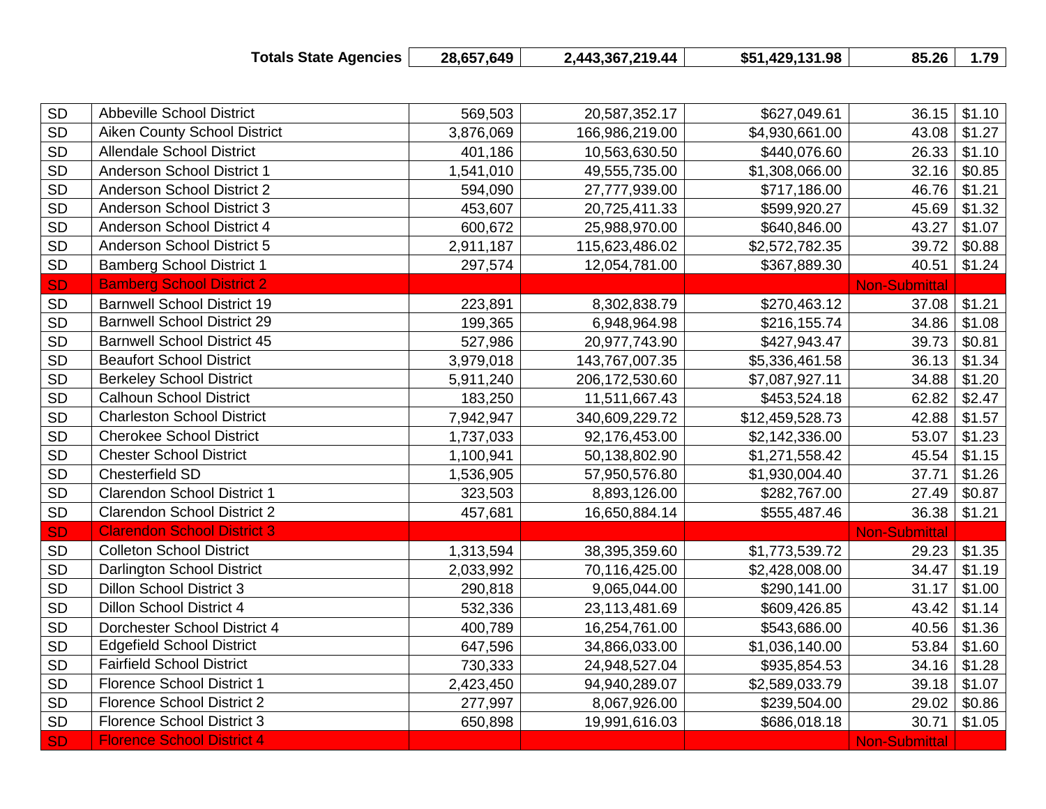| | Totals State Agencies | 28,657,649 | 2,443,367,219.44 | $51,429,131.98 | 85.26 | 1.79 |
|---|---|---|---|---|---|---|
| | | | | | | |
| SD | Abbeville School District | 569,503 | 20,587,352.17 | $627,049.61 | 36.15 | $1.10 |
| SD | Aiken County School District | 3,876,069 | 166,986,219.00 | $4,930,661.00 | 43.08 | $1.27 |
| SD | Allendale School District | 401,186 | 10,563,630.50 | $440,076.60 | 26.33 | $1.10 |
| SD | Anderson School District 1 | 1,541,010 | 49,555,735.00 | $1,308,066.00 | 32.16 | $0.85 |
| SD | Anderson School District 2 | 594,090 | 27,777,939.00 | $717,186.00 | 46.76 | $1.21 |
| SD | Anderson School District 3 | 453,607 | 20,725,411.33 | $599,920.27 | 45.69 | $1.32 |
| SD | Anderson School District 4 | 600,672 | 25,988,970.00 | $640,846.00 | 43.27 | $1.07 |
| SD | Anderson School District 5 | 2,911,187 | 115,623,486.02 | $2,572,782.35 | 39.72 | $0.88 |
| SD | Bamberg School District 1 | 297,574 | 12,054,781.00 | $367,889.30 | 40.51 | $1.24 |
| SD | Bamberg School District 2 | | | | Non-Submittal | |
| SD | Barnwell School District 19 | 223,891 | 8,302,838.79 | $270,463.12 | 37.08 | $1.21 |
| SD | Barnwell School District 29 | 199,365 | 6,948,964.98 | $216,155.74 | 34.86 | $1.08 |
| SD | Barnwell School District 45 | 527,986 | 20,977,743.90 | $427,943.47 | 39.73 | $0.81 |
| SD | Beaufort School District | 3,979,018 | 143,767,007.35 | $5,336,461.58 | 36.13 | $1.34 |
| SD | Berkeley School District | 5,911,240 | 206,172,530.60 | $7,087,927.11 | 34.88 | $1.20 |
| SD | Calhoun School District | 183,250 | 11,511,667.43 | $453,524.18 | 62.82 | $2.47 |
| SD | Charleston School District | 7,942,947 | 340,609,229.72 | $12,459,528.73 | 42.88 | $1.57 |
| SD | Cherokee School District | 1,737,033 | 92,176,453.00 | $2,142,336.00 | 53.07 | $1.23 |
| SD | Chester School District | 1,100,941 | 50,138,802.90 | $1,271,558.42 | 45.54 | $1.15 |
| SD | Chesterfield SD | 1,536,905 | 57,950,576.80 | $1,930,004.40 | 37.71 | $1.26 |
| SD | Clarendon School District 1 | 323,503 | 8,893,126.00 | $282,767.00 | 27.49 | $0.87 |
| SD | Clarendon School District 2 | 457,681 | 16,650,884.14 | $555,487.46 | 36.38 | $1.21 |
| SD | Clarendon School District 3 | | | | Non-Submittal | |
| SD | Colleton School District | 1,313,594 | 38,395,359.60 | $1,773,539.72 | 29.23 | $1.35 |
| SD | Darlington School District | 2,033,992 | 70,116,425.00 | $2,428,008.00 | 34.47 | $1.19 |
| SD | Dillon School District 3 | 290,818 | 9,065,044.00 | $290,141.00 | 31.17 | $1.00 |
| SD | Dillon School District 4 | 532,336 | 23,113,481.69 | $609,426.85 | 43.42 | $1.14 |
| SD | Dorchester School District 4 | 400,789 | 16,254,761.00 | $543,686.00 | 40.56 | $1.36 |
| SD | Edgefield School District | 647,596 | 34,866,033.00 | $1,036,140.00 | 53.84 | $1.60 |
| SD | Fairfield School District | 730,333 | 24,948,527.04 | $935,854.53 | 34.16 | $1.28 |
| SD | Florence School District 1 | 2,423,450 | 94,940,289.07 | $2,589,033.79 | 39.18 | $1.07 |
| SD | Florence School District 2 | 277,997 | 8,067,926.00 | $239,504.00 | 29.02 | $0.86 |
| SD | Florence School District 3 | 650,898 | 19,991,616.03 | $686,018.18 | 30.71 | $1.05 |
| SD | Florence School District 4 | | | | Non-Submittal | |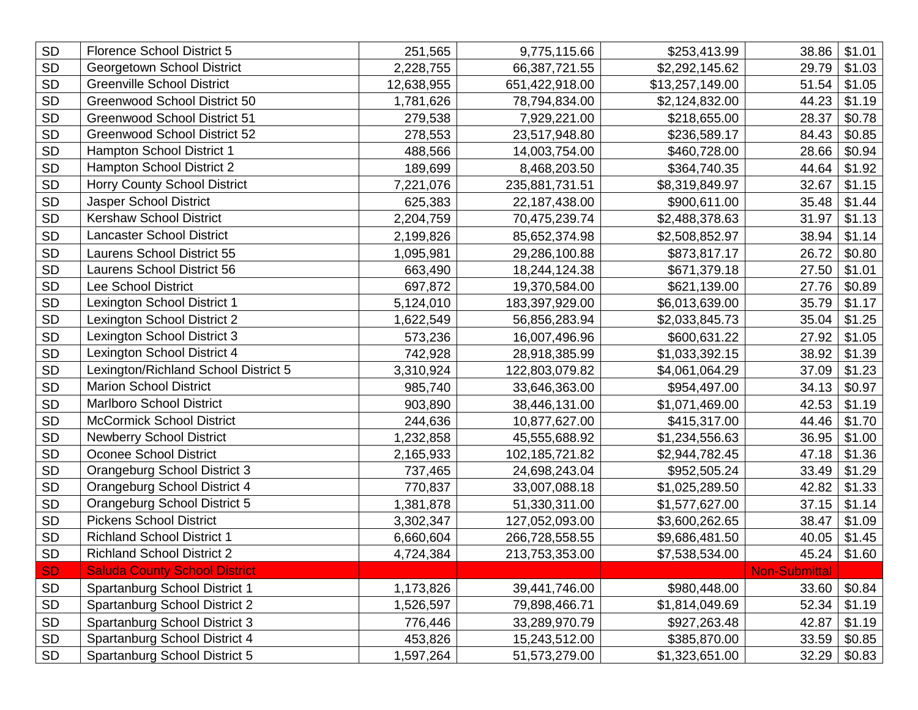| | | | | | | |
|---|---|---|---|---|---|---|
| SD | Florence School District 5 | 251,565 | 9,775,115.66 | $253,413.99 | 38.86 | $1.01 |
| SD | Georgetown School District | 2,228,755 | 66,387,721.55 | $2,292,145.62 | 29.79 | $1.03 |
| SD | Greenville School District | 12,638,955 | 651,422,918.00 | $13,257,149.00 | 51.54 | $1.05 |
| SD | Greenwood School District 50 | 1,781,626 | 78,794,834.00 | $2,124,832.00 | 44.23 | $1.19 |
| SD | Greenwood School District 51 | 279,538 | 7,929,221.00 | $218,655.00 | 28.37 | $0.78 |
| SD | Greenwood School District 52 | 278,553 | 23,517,948.80 | $236,589.17 | 84.43 | $0.85 |
| SD | Hampton School District 1 | 488,566 | 14,003,754.00 | $460,728.00 | 28.66 | $0.94 |
| SD | Hampton School District 2 | 189,699 | 8,468,203.50 | $364,740.35 | 44.64 | $1.92 |
| SD | Horry County School District | 7,221,076 | 235,881,731.51 | $8,319,849.97 | 32.67 | $1.15 |
| SD | Jasper School District | 625,383 | 22,187,438.00 | $900,611.00 | 35.48 | $1.44 |
| SD | Kershaw School District | 2,204,759 | 70,475,239.74 | $2,488,378.63 | 31.97 | $1.13 |
| SD | Lancaster School District | 2,199,826 | 85,652,374.98 | $2,508,852.97 | 38.94 | $1.14 |
| SD | Laurens School District 55 | 1,095,981 | 29,286,100.88 | $873,817.17 | 26.72 | $0.80 |
| SD | Laurens School District 56 | 663,490 | 18,244,124.38 | $671,379.18 | 27.50 | $1.01 |
| SD | Lee School District | 697,872 | 19,370,584.00 | $621,139.00 | 27.76 | $0.89 |
| SD | Lexington School District 1 | 5,124,010 | 183,397,929.00 | $6,013,639.00 | 35.79 | $1.17 |
| SD | Lexington School District 2 | 1,622,549 | 56,856,283.94 | $2,033,845.73 | 35.04 | $1.25 |
| SD | Lexington School District 3 | 573,236 | 16,007,496.96 | $600,631.22 | 27.92 | $1.05 |
| SD | Lexington School District 4 | 742,928 | 28,918,385.99 | $1,033,392.15 | 38.92 | $1.39 |
| SD | Lexington/Richland School District 5 | 3,310,924 | 122,803,079.82 | $4,061,064.29 | 37.09 | $1.23 |
| SD | Marion School District | 985,740 | 33,646,363.00 | $954,497.00 | 34.13 | $0.97 |
| SD | Marlboro School District | 903,890 | 38,446,131.00 | $1,071,469.00 | 42.53 | $1.19 |
| SD | McCormick School District | 244,636 | 10,877,627.00 | $415,317.00 | 44.46 | $1.70 |
| SD | Newberry School District | 1,232,858 | 45,555,688.92 | $1,234,556.63 | 36.95 | $1.00 |
| SD | Oconee School District | 2,165,933 | 102,185,721.82 | $2,944,782.45 | 47.18 | $1.36 |
| SD | Orangeburg School District 3 | 737,465 | 24,698,243.04 | $952,505.24 | 33.49 | $1.29 |
| SD | Orangeburg School District 4 | 770,837 | 33,007,088.18 | $1,025,289.50 | 42.82 | $1.33 |
| SD | Orangeburg School District 5 | 1,381,878 | 51,330,311.00 | $1,577,627.00 | 37.15 | $1.14 |
| SD | Pickens School District | 3,302,347 | 127,052,093.00 | $3,600,262.65 | 38.47 | $1.09 |
| SD | Richland School District 1 | 6,660,604 | 266,728,558.55 | $9,686,481.50 | 40.05 | $1.45 |
| SD | Richland School District 2 | 4,724,384 | 213,753,353.00 | $7,538,534.00 | 45.24 | $1.60 |
| SD | Saluda County School District | | | | Non-Submittal | |
| SD | Spartanburg School District 1 | 1,173,826 | 39,441,746.00 | $980,448.00 | 33.60 | $0.84 |
| SD | Spartanburg School District 2 | 1,526,597 | 79,898,466.71 | $1,814,049.69 | 52.34 | $1.19 |
| SD | Spartanburg School District 3 | 776,446 | 33,289,970.79 | $927,263.48 | 42.87 | $1.19 |
| SD | Spartanburg School District 4 | 453,826 | 15,243,512.00 | $385,870.00 | 33.59 | $0.85 |
| SD | Spartanburg School District 5 | 1,597,264 | 51,573,279.00 | $1,323,651.00 | 32.29 | $0.83 |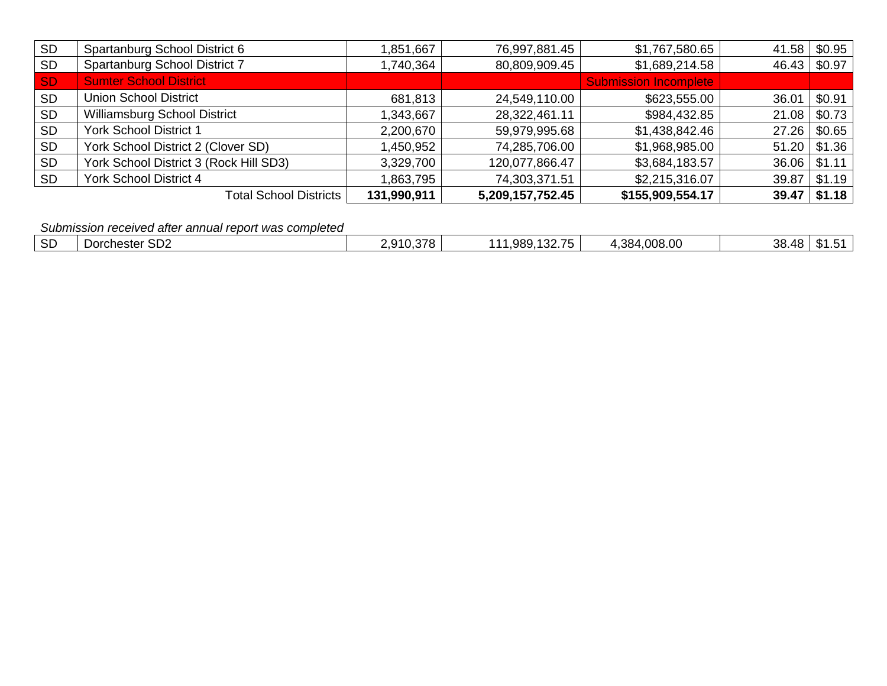| | | | | | | |
|---|---|---|---|---|---|---|
| SD | Spartanburg School District 6 | 1,851,667 | 76,997,881.45 | $1,767,580.65 | 41.58 | $0.95 |
| SD | Spartanburg School District 7 | 1,740,364 | 80,809,909.45 | $1,689,214.58 | 46.43 | $0.97 |
| SD | Sumter School District | | | Submission Incomplete | | |
| SD | Union School District | 681,813 | 24,549,110.00 | $623,555.00 | 36.01 | $0.91 |
| SD | Williamsburg School District | 1,343,667 | 28,322,461.11 | $984,432.85 | 21.08 | $0.73 |
| SD | York School District 1 | 2,200,670 | 59,979,995.68 | $1,438,842.46 | 27.26 | $0.65 |
| SD | York School District 2 (Clover SD) | 1,450,952 | 74,285,706.00 | $1,968,985.00 | 51.20 | $1.36 |
| SD | York School District 3 (Rock Hill SD3) | 3,329,700 | 120,077,866.47 | $3,684,183.57 | 36.06 | $1.11 |
| SD | York School District 4 | 1,863,795 | 74,303,371.51 | $2,215,316.07 | 39.87 | $1.19 |
| | Total School Districts | **131,990,911** | **5,209,157,752.45** | **$155,909,554.17** | **39.47** | **$1.18** |

*Submission received after annual report was completed*

| | | | | | | |
|---|---|---|---|---|---|---|
| SD | Dorchester SD2 | 2,910,378 | 111,989,132.75 | 4,384,008.00 | 38.48 | $1.51 |